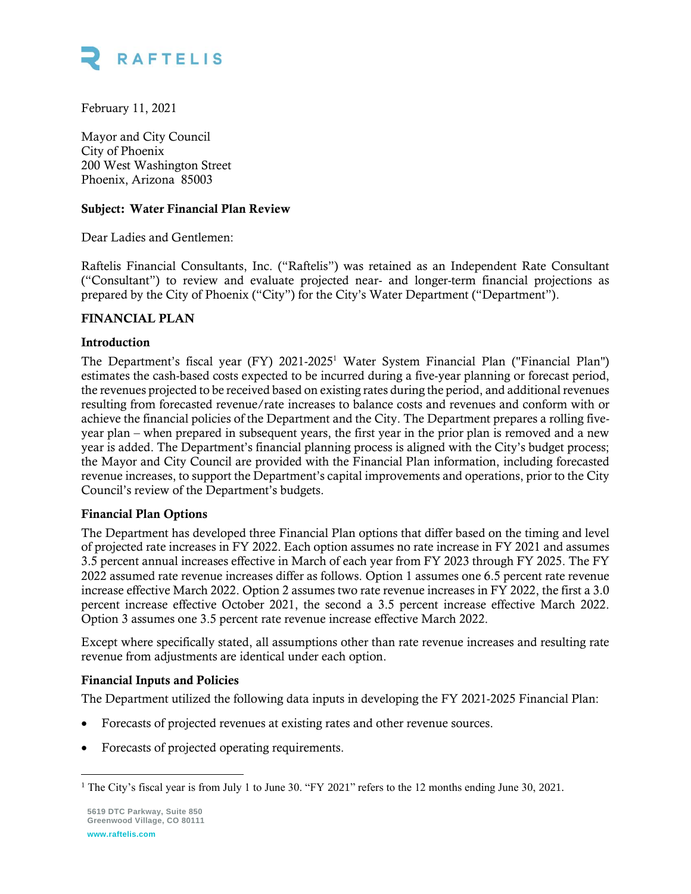RAFTELIS

February 11, 2021

Mayor and City Council
City of Phoenix
200 West Washington Street
Phoenix, Arizona 85003

**Subject: Water Financial Plan Review**

Dear Ladies and Gentlemen:

Raftelis Financial Consultants, Inc. ("Raftelis") was retained as an Independent Rate Consultant ("Consultant") to review and evaluate projected near- and longer-term financial projections as prepared by the City of Phoenix ("City") for the City's Water Department ("Department").

## FINANCIAL PLAN

### Introduction

The Department's fiscal year (FY) 2021-2025[1] Water System Financial Plan ("Financial Plan") estimates the cash-based costs expected to be incurred during a five-year planning or forecast period, the revenues projected to be received based on existing rates during the period, and additional revenues resulting from forecasted revenue/rate increases to balance costs and revenues and conform with or achieve the financial policies of the Department and the City. The Department prepares a rolling five-year plan – when prepared in subsequent years, the first year in the prior plan is removed and a new year is added. The Department's financial planning process is aligned with the City's budget process; the Mayor and City Council are provided with the Financial Plan information, including forecasted revenue increases, to support the Department's capital improvements and operations, prior to the City Council's review of the Department's budgets.

### Financial Plan Options

The Department has developed three Financial Plan options that differ based on the timing and level of projected rate increases in FY 2022. Each option assumes no rate increase in FY 2021 and assumes 3.5 percent annual increases effective in March of each year from FY 2023 through FY 2025. The FY 2022 assumed rate revenue increases differ as follows. Option 1 assumes one 6.5 percent rate revenue increase effective March 2022. Option 2 assumes two rate revenue increases in FY 2022, the first a 3.0 percent increase effective October 2021, the second a 3.5 percent increase effective March 2022. Option 3 assumes one 3.5 percent rate revenue increase effective March 2022.

Except where specifically stated, all assumptions other than rate revenue increases and resulting rate revenue from adjustments are identical under each option.

### Financial Inputs and Policies

The Department utilized the following data inputs in developing the FY 2021-2025 Financial Plan:

- Forecasts of projected revenues at existing rates and other revenue sources.
- Forecasts of projected operating requirements.

[1] The City's fiscal year is from July 1 to June 30. "FY 2021" refers to the 12 months ending June 30, 2021.

5619 DTC Parkway, Suite 850
Greenwood Village, CO 80111

www.raftelis.com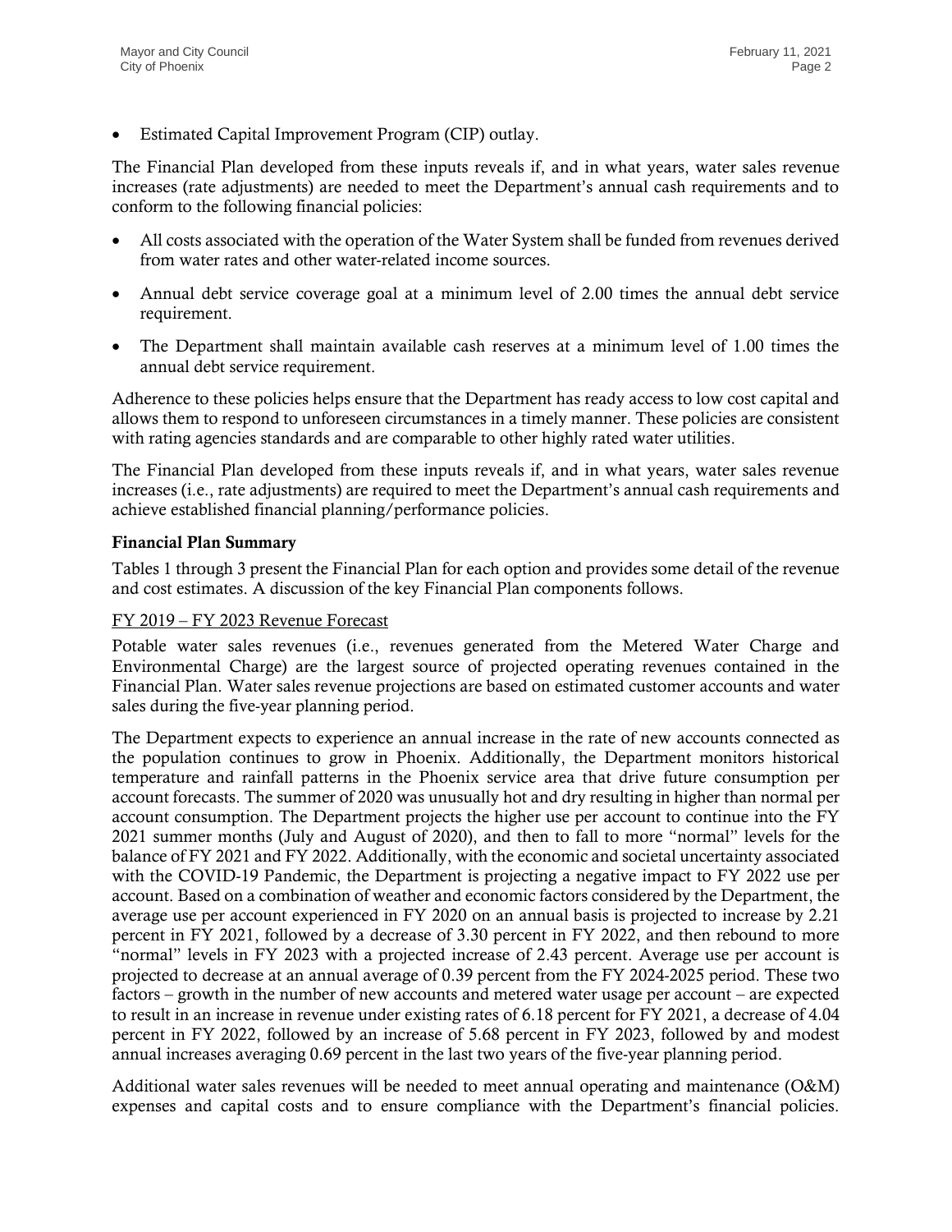- Estimated Capital Improvement Program (CIP) outlay.

The Financial Plan developed from these inputs reveals if, and in what years, water sales revenue increases (rate adjustments) are needed to meet the Department's annual cash requirements and to conform to the following financial policies:

- All costs associated with the operation of the Water System shall be funded from revenues derived from water rates and other water-related income sources.
- Annual debt service coverage goal at a minimum level of 2.00 times the annual debt service requirement.
- The Department shall maintain available cash reserves at a minimum level of 1.00 times the annual debt service requirement.

Adherence to these policies helps ensure that the Department has ready access to low cost capital and allows them to respond to unforeseen circumstances in a timely manner. These policies are consistent with rating agencies standards and are comparable to other highly rated water utilities.

The Financial Plan developed from these inputs reveals if, and in what years, water sales revenue increases (i.e., rate adjustments) are required to meet the Department's annual cash requirements and achieve established financial planning/performance policies.

**Financial Plan Summary**

Tables 1 through 3 present the Financial Plan for each option and provides some detail of the revenue and cost estimates. A discussion of the key Financial Plan components follows.

FY 2019 – FY 2023 Revenue Forecast

Potable water sales revenues (i.e., revenues generated from the Metered Water Charge and Environmental Charge) are the largest source of projected operating revenues contained in the Financial Plan. Water sales revenue projections are based on estimated customer accounts and water sales during the five-year planning period.

The Department expects to experience an annual increase in the rate of new accounts connected as the population continues to grow in Phoenix. Additionally, the Department monitors historical temperature and rainfall patterns in the Phoenix service area that drive future consumption per account forecasts. The summer of 2020 was unusually hot and dry resulting in higher than normal per account consumption. The Department projects the higher use per account to continue into the FY 2021 summer months (July and August of 2020), and then to fall to more "normal" levels for the balance of FY 2021 and FY 2022. Additionally, with the economic and societal uncertainty associated with the COVID-19 Pandemic, the Department is projecting a negative impact to FY 2022 use per account. Based on a combination of weather and economic factors considered by the Department, the average use per account experienced in FY 2020 on an annual basis is projected to increase by 2.21 percent in FY 2021, followed by a decrease of 3.30 percent in FY 2022, and then rebound to more "normal" levels in FY 2023 with a projected increase of 2.43 percent. Average use per account is projected to decrease at an annual average of 0.39 percent from the FY 2024-2025 period. These two factors – growth in the number of new accounts and metered water usage per account – are expected to result in an increase in revenue under existing rates of 6.18 percent for FY 2021, a decrease of 4.04 percent in FY 2022, followed by an increase of 5.68 percent in FY 2023, followed by and modest annual increases averaging 0.69 percent in the last two years of the five-year planning period.

Additional water sales revenues will be needed to meet annual operating and maintenance (O&M) expenses and capital costs and to ensure compliance with the Department's financial policies.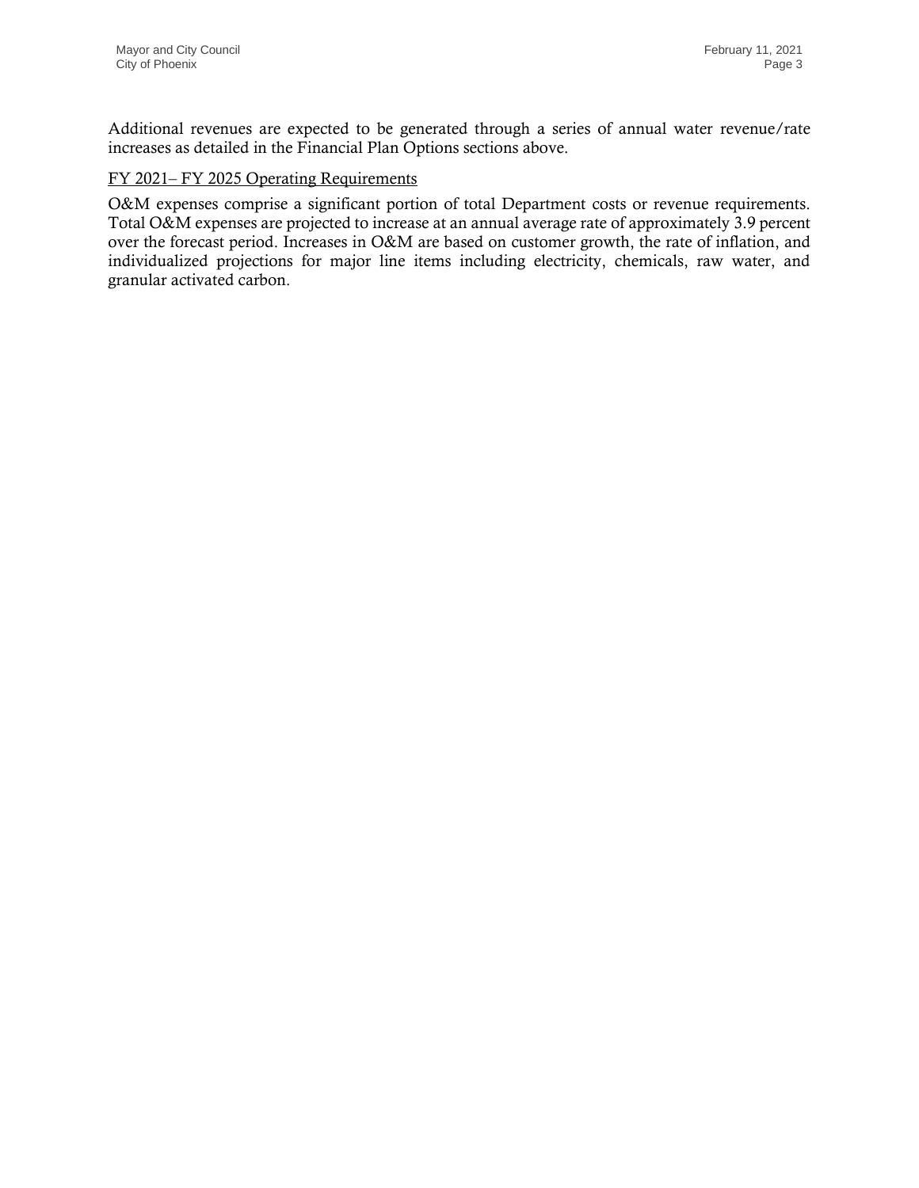Additional revenues are expected to be generated through a series of annual water revenue/rate increases as detailed in the Financial Plan Options sections above.

FY 2021– FY 2025 Operating Requirements

O&M expenses comprise a significant portion of total Department costs or revenue requirements. Total O&M expenses are projected to increase at an annual average rate of approximately 3.9 percent over the forecast period. Increases in O&M are based on customer growth, the rate of inflation, and individualized projections for major line items including electricity, chemicals, raw water, and granular activated carbon.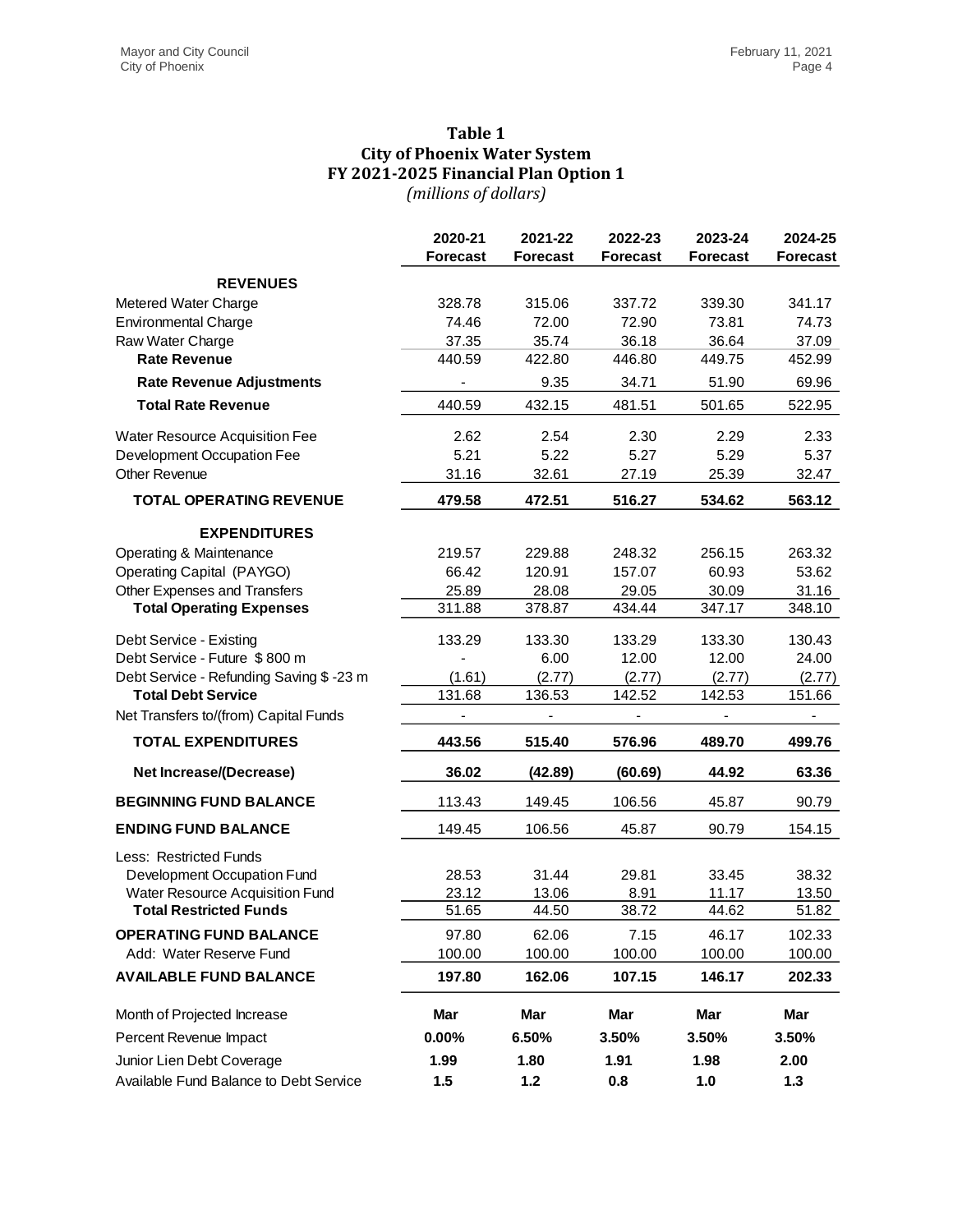**Table 1**
**City of Phoenix Water System**
**FY 2021-2025 Financial Plan Option 1**
*(millions of dollars)*

| | 2020-21 Forecast | 2021-22 Forecast | 2022-23 Forecast | 2023-24 Forecast | 2024-25 Forecast |
|---|---|---|---|---|---|
| **REVENUES** | | | | | |
| Metered Water Charge | 328.78 | 315.06 | 337.72 | 339.30 | 341.17 |
| Environmental Charge | 74.46 | 72.00 | 72.90 | 73.81 | 74.73 |
| Raw Water Charge | 37.35 | 35.74 | 36.18 | 36.64 | 37.09 |
| **Rate Revenue** | 440.59 | 422.80 | 446.80 | 449.75 | 452.99 |
| **Rate Revenue Adjustments** | - | 9.35 | 34.71 | 51.90 | 69.96 |
| **Total Rate Revenue** | 440.59 | 432.15 | 481.51 | 501.65 | 522.95 |
| Water Resource Acquisition Fee | 2.62 | 2.54 | 2.30 | 2.29 | 2.33 |
| Development Occupation Fee | 5.21 | 5.22 | 5.27 | 5.29 | 5.37 |
| Other Revenue | 31.16 | 32.61 | 27.19 | 25.39 | 32.47 |
| **TOTAL OPERATING REVENUE** | **479.58** | **472.51** | **516.27** | **534.62** | **563.12** |
| **EXPENDITURES** | | | | | |
| Operating & Maintenance | 219.57 | 229.88 | 248.32 | 256.15 | 263.32 |
| Operating Capital (PAYGO) | 66.42 | 120.91 | 157.07 | 60.93 | 53.62 |
| Other Expenses and Transfers | 25.89 | 28.08 | 29.05 | 30.09 | 31.16 |
| **Total Operating Expenses** | 311.88 | 378.87 | 434.44 | 347.17 | 348.10 |
| Debt Service - Existing | 133.29 | 133.30 | 133.29 | 133.30 | 130.43 |
| Debt Service - Future $ 800 m | - | 6.00 | 12.00 | 12.00 | 24.00 |
| Debt Service - Refunding Saving $ -23 m | (1.61) | (2.77) | (2.77) | (2.77) | (2.77) |
| **Total Debt Service** | 131.68 | 136.53 | 142.52 | 142.53 | 151.66 |
| Net Transfers to/(from) Capital Funds | - | - | - | - | - |
| **TOTAL EXPENDITURES** | **443.56** | **515.40** | **576.96** | **489.70** | **499.76** |
| **Net Increase/(Decrease)** | **36.02** | **(42.89)** | **(60.69)** | **44.92** | **63.36** |
| **BEGINNING FUND BALANCE** | 113.43 | 149.45 | 106.56 | 45.87 | 90.79 |
| **ENDING FUND BALANCE** | 149.45 | 106.56 | 45.87 | 90.79 | 154.15 |
| Less: Restricted Funds | | | | | |
| Development Occupation Fund | 28.53 | 31.44 | 29.81 | 33.45 | 38.32 |
| Water Resource Acquisition Fund | 23.12 | 13.06 | 8.91 | 11.17 | 13.50 |
| **Total Restricted Funds** | 51.65 | 44.50 | 38.72 | 44.62 | 51.82 |
| **OPERATING FUND BALANCE** | 97.80 | 62.06 | 7.15 | 46.17 | 102.33 |
| Add: Water Reserve Fund | 100.00 | 100.00 | 100.00 | 100.00 | 100.00 |
| **AVAILABLE FUND BALANCE** | **197.80** | **162.06** | **107.15** | **146.17** | **202.33** |
| Month of Projected Increase | **Mar** | **Mar** | **Mar** | **Mar** | **Mar** |
| Percent Revenue Impact | **0.00%** | **6.50%** | **3.50%** | **3.50%** | **3.50%** |
| Junior Lien Debt Coverage | **1.99** | **1.80** | **1.91** | **1.98** | **2.00** |
| Available Fund Balance to Debt Service | **1.5** | **1.2** | **0.8** | **1.0** | **1.3** |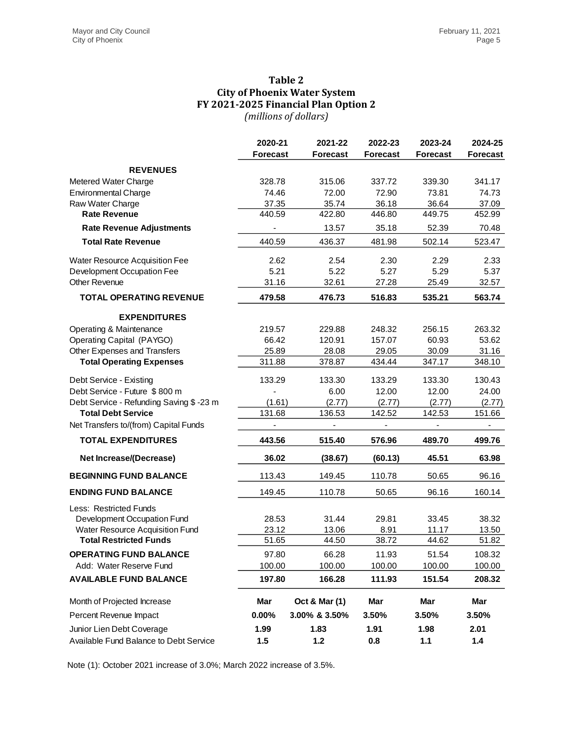## Table 2
## City of Phoenix Water System
## FY 2021-2025 Financial Plan Option 2
*(millions of dollars)*

| | 2020-21 Forecast | 2021-22 Forecast | 2022-23 Forecast | 2023-24 Forecast | 2024-25 Forecast |
|---|---|---|---|---|---|
| **REVENUES** | | | | | |
| Metered Water Charge | 328.78 | 315.06 | 337.72 | 339.30 | 341.17 |
| Environmental Charge | 74.46 | 72.00 | 72.90 | 73.81 | 74.73 |
| Raw Water Charge | 37.35 | 35.74 | 36.18 | 36.64 | 37.09 |
| **Rate Revenue** | 440.59 | 422.80 | 446.80 | 449.75 | 452.99 |
| **Rate Revenue Adjustments** | - | 13.57 | 35.18 | 52.39 | 70.48 |
| **Total Rate Revenue** | 440.59 | 436.37 | 481.98 | 502.14 | 523.47 |
| Water Resource Acquisition Fee | 2.62 | 2.54 | 2.30 | 2.29 | 2.33 |
| Development Occupation Fee | 5.21 | 5.22 | 5.27 | 5.29 | 5.37 |
| Other Revenue | 31.16 | 32.61 | 27.28 | 25.49 | 32.57 |
| **TOTAL OPERATING REVENUE** | **479.58** | **476.73** | **516.83** | **535.21** | **563.74** |
| **EXPENDITURES** | | | | | |
| Operating & Maintenance | 219.57 | 229.88 | 248.32 | 256.15 | 263.32 |
| Operating Capital (PAYGO) | 66.42 | 120.91 | 157.07 | 60.93 | 53.62 |
| Other Expenses and Transfers | 25.89 | 28.08 | 29.05 | 30.09 | 31.16 |
| **Total Operating Expenses** | 311.88 | 378.87 | 434.44 | 347.17 | 348.10 |
| Debt Service - Existing | 133.29 | 133.30 | 133.29 | 133.30 | 130.43 |
| Debt Service - Future $ 800 m | - | 6.00 | 12.00 | 12.00 | 24.00 |
| Debt Service - Refunding Saving $ -23 m | (1.61) | (2.77) | (2.77) | (2.77) | (2.77) |
| **Total Debt Service** | 131.68 | 136.53 | 142.52 | 142.53 | 151.66 |
| Net Transfers to/(from) Capital Funds | - | - | - | - | - |
| **TOTAL EXPENDITURES** | **443.56** | **515.40** | **576.96** | **489.70** | **499.76** |
| **Net Increase/(Decrease)** | **36.02** | **(38.67)** | **(60.13)** | **45.51** | **63.98** |
| **BEGINNING FUND BALANCE** | 113.43 | 149.45 | 110.78 | 50.65 | 96.16 |
| **ENDING FUND BALANCE** | 149.45 | 110.78 | 50.65 | 96.16 | 160.14 |
| Less: Restricted Funds | | | | | |
| Development Occupation Fund | 28.53 | 31.44 | 29.81 | 33.45 | 38.32 |
| Water Resource Acquisition Fund | 23.12 | 13.06 | 8.91 | 11.17 | 13.50 |
| **Total Restricted Funds** | 51.65 | 44.50 | 38.72 | 44.62 | 51.82 |
| **OPERATING FUND BALANCE** | 97.80 | 66.28 | 11.93 | 51.54 | 108.32 |
| Add: Water Reserve Fund | 100.00 | 100.00 | 100.00 | 100.00 | 100.00 |
| **AVAILABLE FUND BALANCE** | **197.80** | **166.28** | **111.93** | **151.54** | **208.32** |
| Month of Projected Increase | **Mar** | **Oct & Mar (1)** | **Mar** | **Mar** | **Mar** |
| Percent Revenue Impact | **0.00%** | **3.00% & 3.50%** | **3.50%** | **3.50%** | **3.50%** |
| Junior Lien Debt Coverage | **1.99** | **1.83** | **1.91** | **1.98** | **2.01** |
| Available Fund Balance to Debt Service | **1.5** | **1.2** | **0.8** | **1.1** | **1.4** |

Note (1): October 2021 increase of 3.0%; March 2022 increase of 3.5%.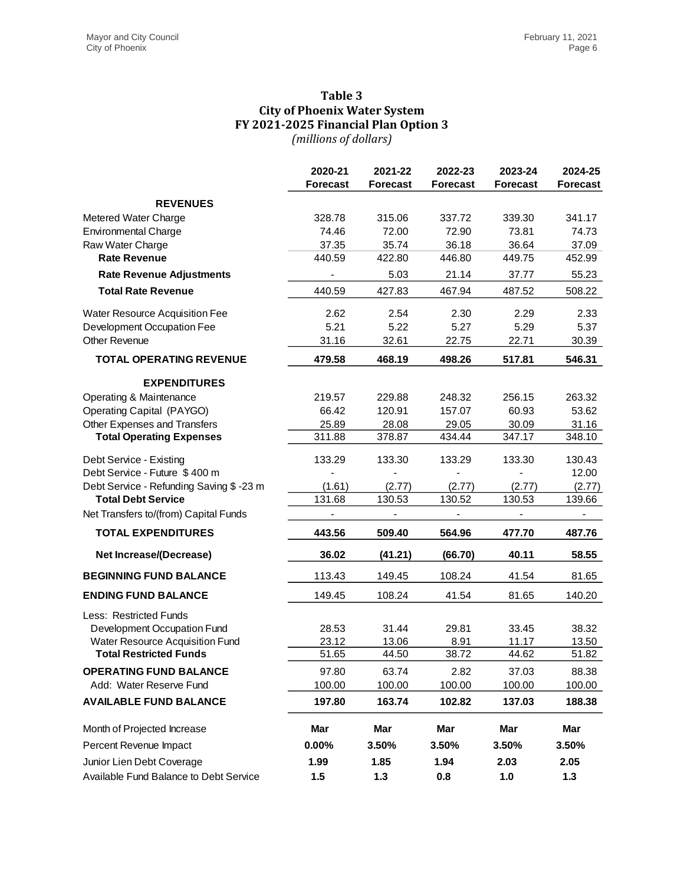**Table 3**
**City of Phoenix Water System**
**FY 2021-2025 Financial Plan Option 3**
*(millions of dollars)*

| | 2020-21 Forecast | 2021-22 Forecast | 2022-23 Forecast | 2023-24 Forecast | 2024-25 Forecast |
|---|---|---|---|---|---|
| **REVENUES** | | | | | |
| Metered Water Charge | 328.78 | 315.06 | 337.72 | 339.30 | 341.17 |
| Environmental Charge | 74.46 | 72.00 | 72.90 | 73.81 | 74.73 |
| Raw Water Charge | 37.35 | 35.74 | 36.18 | 36.64 | 37.09 |
| **Rate Revenue** | 440.59 | 422.80 | 446.80 | 449.75 | 452.99 |
| **Rate Revenue Adjustments** | - | 5.03 | 21.14 | 37.77 | 55.23 |
| **Total Rate Revenue** | 440.59 | 427.83 | 467.94 | 487.52 | 508.22 |
| Water Resource Acquisition Fee | 2.62 | 2.54 | 2.30 | 2.29 | 2.33 |
| Development Occupation Fee | 5.21 | 5.22 | 5.27 | 5.29 | 5.37 |
| Other Revenue | 31.16 | 32.61 | 22.75 | 22.71 | 30.39 |
| **TOTAL OPERATING REVENUE** | **479.58** | **468.19** | **498.26** | **517.81** | **546.31** |
| **EXPENDITURES** | | | | | |
| Operating & Maintenance | 219.57 | 229.88 | 248.32 | 256.15 | 263.32 |
| Operating Capital (PAYGO) | 66.42 | 120.91 | 157.07 | 60.93 | 53.62 |
| Other Expenses and Transfers | 25.89 | 28.08 | 29.05 | 30.09 | 31.16 |
| **Total Operating Expenses** | 311.88 | 378.87 | 434.44 | 347.17 | 348.10 |
| Debt Service - Existing | 133.29 | 133.30 | 133.29 | 133.30 | 130.43 |
| Debt Service - Future $ 400 m | - | - | - | - | 12.00 |
| Debt Service - Refunding Saving $ -23 m | (1.61) | (2.77) | (2.77) | (2.77) | (2.77) |
| **Total Debt Service** | 131.68 | 130.53 | 130.52 | 130.53 | 139.66 |
| Net Transfers to/(from) Capital Funds | - | - | - | - | - |
| **TOTAL EXPENDITURES** | **443.56** | **509.40** | **564.96** | **477.70** | **487.76** |
| **Net Increase/(Decrease)** | **36.02** | **(41.21)** | **(66.70)** | **40.11** | **58.55** |
| **BEGINNING FUND BALANCE** | 113.43 | 149.45 | 108.24 | 41.54 | 81.65 |
| **ENDING FUND BALANCE** | 149.45 | 108.24 | 41.54 | 81.65 | 140.20 |
| Less: Restricted Funds | | | | | |
| Development Occupation Fund | 28.53 | 31.44 | 29.81 | 33.45 | 38.32 |
| Water Resource Acquisition Fund | 23.12 | 13.06 | 8.91 | 11.17 | 13.50 |
| **Total Restricted Funds** | 51.65 | 44.50 | 38.72 | 44.62 | 51.82 |
| **OPERATING FUND BALANCE** | 97.80 | 63.74 | 2.82 | 37.03 | 88.38 |
| Add: Water Reserve Fund | 100.00 | 100.00 | 100.00 | 100.00 | 100.00 |
| **AVAILABLE FUND BALANCE** | **197.80** | **163.74** | **102.82** | **137.03** | **188.38** |
| Month of Projected Increase | **Mar** | **Mar** | **Mar** | **Mar** | **Mar** |
| Percent Revenue Impact | **0.00%** | **3.50%** | **3.50%** | **3.50%** | **3.50%** |
| Junior Lien Debt Coverage | **1.99** | **1.85** | **1.94** | **2.03** | **2.05** |
| Available Fund Balance to Debt Service | **1.5** | **1.3** | **0.8** | **1.0** | **1.3** |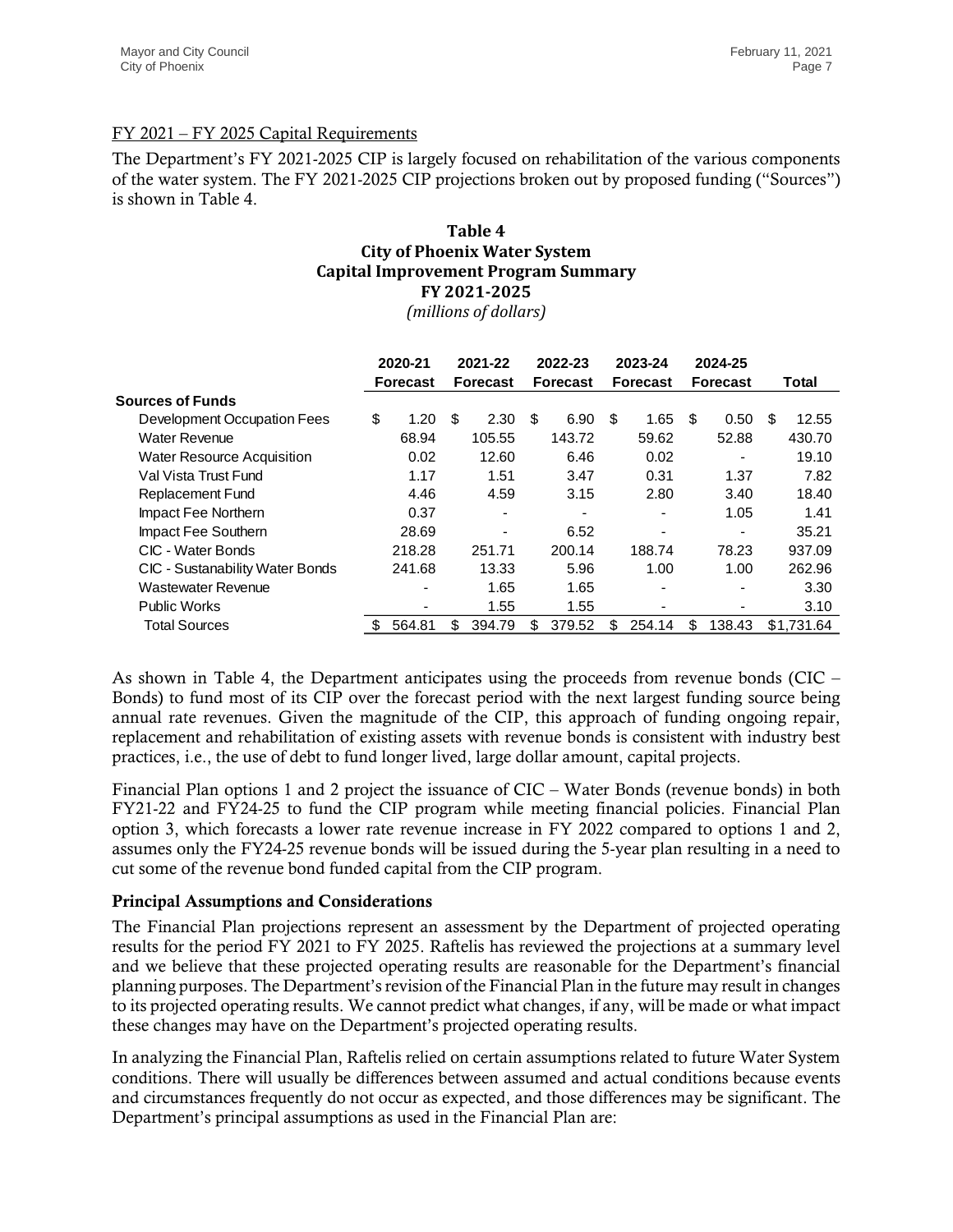FY 2021 – FY 2025 Capital Requirements

The Department's FY 2021-2025 CIP is largely focused on rehabilitation of the various components of the water system. The FY 2021-2025 CIP projections broken out by proposed funding ("Sources") is shown in Table 4.

**Table 4**
**City of Phoenix Water System**
**Capital Improvement Program Summary**
**FY 2021-2025**
*(millions of dollars)*

| | 2020-21 Forecast | 2021-22 Forecast | 2022-23 Forecast | 2023-24 Forecast | 2024-25 Forecast | Total |
|---|---|---|---|---|---|---|
| **Sources of Funds** | | | | | | |
| Development Occupation Fees | $ 1.20 | $ 2.30 | $ 6.90 | $ 1.65 | $ 0.50 | $ 12.55 |
| Water Revenue | 68.94 | 105.55 | 143.72 | 59.62 | 52.88 | 430.70 |
| Water Resource Acquisition | 0.02 | 12.60 | 6.46 | 0.02 | - | 19.10 |
| Val Vista Trust Fund | 1.17 | 1.51 | 3.47 | 0.31 | 1.37 | 7.82 |
| Replacement Fund | 4.46 | 4.59 | 3.15 | 2.80 | 3.40 | 18.40 |
| Impact Fee Northern | 0.37 | - | - | - | 1.05 | 1.41 |
| Impact Fee Southern | 28.69 | - | 6.52 | - | - | 35.21 |
| CIC - Water Bonds | 218.28 | 251.71 | 200.14 | 188.74 | 78.23 | 937.09 |
| CIC - Sustanability Water Bonds | 241.68 | 13.33 | 5.96 | 1.00 | 1.00 | 262.96 |
| Wastewater Revenue | - | 1.65 | 1.65 | - | - | 3.30 |
| Public Works | - | 1.55 | 1.55 | - | - | 3.10 |
| Total Sources | $ 564.81 | $ 394.79 | $ 379.52 | $ 254.14 | $ 138.43 | $1,731.64 |

As shown in Table 4, the Department anticipates using the proceeds from revenue bonds (CIC – Bonds) to fund most of its CIP over the forecast period with the next largest funding source being annual rate revenues. Given the magnitude of the CIP, this approach of funding ongoing repair, replacement and rehabilitation of existing assets with revenue bonds is consistent with industry best practices, i.e., the use of debt to fund longer lived, large dollar amount, capital projects.

Financial Plan options 1 and 2 project the issuance of CIC – Water Bonds (revenue bonds) in both FY21-22 and FY24-25 to fund the CIP program while meeting financial policies. Financial Plan option 3, which forecasts a lower rate revenue increase in FY 2022 compared to options 1 and 2, assumes only the FY24-25 revenue bonds will be issued during the 5-year plan resulting in a need to cut some of the revenue bond funded capital from the CIP program.

**Principal Assumptions and Considerations**

The Financial Plan projections represent an assessment by the Department of projected operating results for the period FY 2021 to FY 2025. Raftelis has reviewed the projections at a summary level and we believe that these projected operating results are reasonable for the Department's financial planning purposes. The Department's revision of the Financial Plan in the future may result in changes to its projected operating results. We cannot predict what changes, if any, will be made or what impact these changes may have on the Department's projected operating results.

In analyzing the Financial Plan, Raftelis relied on certain assumptions related to future Water System conditions. There will usually be differences between assumed and actual conditions because events and circumstances frequently do not occur as expected, and those differences may be significant. The Department's principal assumptions as used in the Financial Plan are: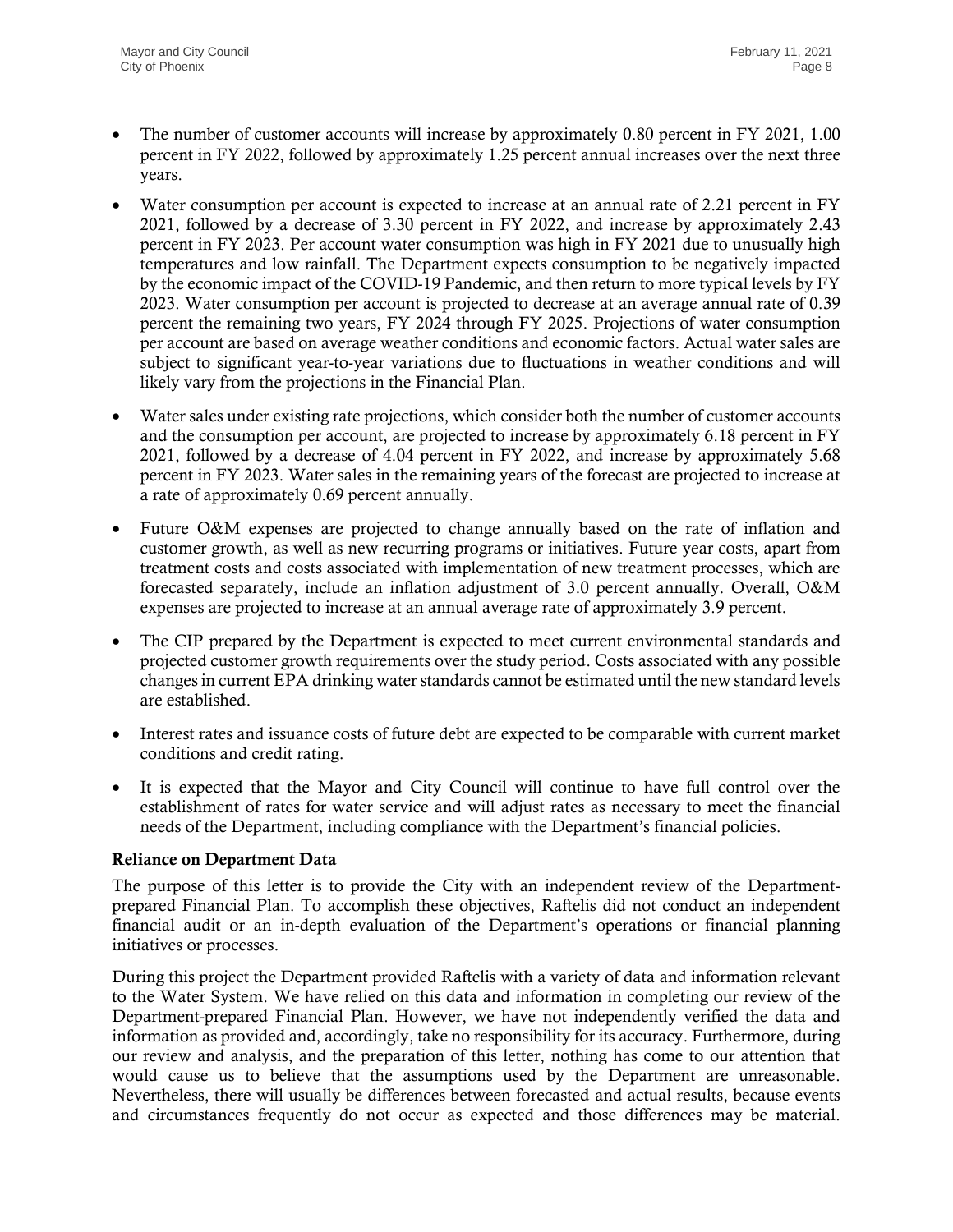- The number of customer accounts will increase by approximately 0.80 percent in FY 2021, 1.00 percent in FY 2022, followed by approximately 1.25 percent annual increases over the next three years.
- Water consumption per account is expected to increase at an annual rate of 2.21 percent in FY 2021, followed by a decrease of 3.30 percent in FY 2022, and increase by approximately 2.43 percent in FY 2023. Per account water consumption was high in FY 2021 due to unusually high temperatures and low rainfall. The Department expects consumption to be negatively impacted by the economic impact of the COVID-19 Pandemic, and then return to more typical levels by FY 2023. Water consumption per account is projected to decrease at an average annual rate of 0.39 percent the remaining two years, FY 2024 through FY 2025. Projections of water consumption per account are based on average weather conditions and economic factors. Actual water sales are subject to significant year-to-year variations due to fluctuations in weather conditions and will likely vary from the projections in the Financial Plan.
- Water sales under existing rate projections, which consider both the number of customer accounts and the consumption per account, are projected to increase by approximately 6.18 percent in FY 2021, followed by a decrease of 4.04 percent in FY 2022, and increase by approximately 5.68 percent in FY 2023. Water sales in the remaining years of the forecast are projected to increase at a rate of approximately 0.69 percent annually.
- Future O&M expenses are projected to change annually based on the rate of inflation and customer growth, as well as new recurring programs or initiatives. Future year costs, apart from treatment costs and costs associated with implementation of new treatment processes, which are forecasted separately, include an inflation adjustment of 3.0 percent annually. Overall, O&M expenses are projected to increase at an annual average rate of approximately 3.9 percent.
- The CIP prepared by the Department is expected to meet current environmental standards and projected customer growth requirements over the study period. Costs associated with any possible changes in current EPA drinking water standards cannot be estimated until the new standard levels are established.
- Interest rates and issuance costs of future debt are expected to be comparable with current market conditions and credit rating.
- It is expected that the Mayor and City Council will continue to have full control over the establishment of rates for water service and will adjust rates as necessary to meet the financial needs of the Department, including compliance with the Department's financial policies.

**Reliance on Department Data**

The purpose of this letter is to provide the City with an independent review of the Department-prepared Financial Plan. To accomplish these objectives, Raftelis did not conduct an independent financial audit or an in-depth evaluation of the Department's operations or financial planning initiatives or processes.

During this project the Department provided Raftelis with a variety of data and information relevant to the Water System. We have relied on this data and information in completing our review of the Department-prepared Financial Plan. However, we have not independently verified the data and information as provided and, accordingly, take no responsibility for its accuracy. Furthermore, during our review and analysis, and the preparation of this letter, nothing has come to our attention that would cause us to believe that the assumptions used by the Department are unreasonable. Nevertheless, there will usually be differences between forecasted and actual results, because events and circumstances frequently do not occur as expected and those differences may be material.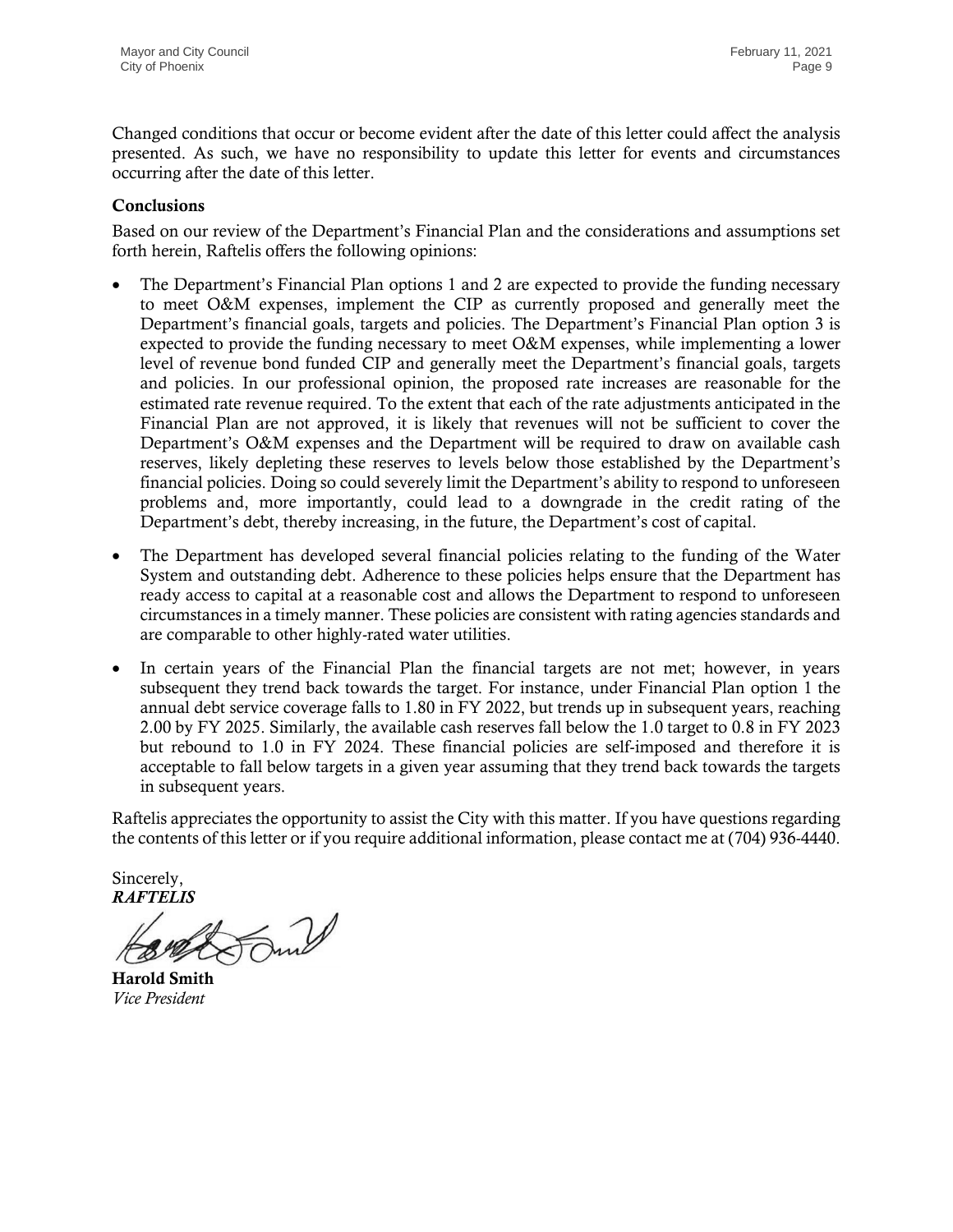Changed conditions that occur or become evident after the date of this letter could affect the analysis presented. As such, we have no responsibility to update this letter for events and circumstances occurring after the date of this letter.

### Conclusions

Based on our review of the Department's Financial Plan and the considerations and assumptions set forth herein, Raftelis offers the following opinions:

- The Department's Financial Plan options 1 and 2 are expected to provide the funding necessary to meet O&M expenses, implement the CIP as currently proposed and generally meet the Department's financial goals, targets and policies. The Department's Financial Plan option 3 is expected to provide the funding necessary to meet O&M expenses, while implementing a lower level of revenue bond funded CIP and generally meet the Department's financial goals, targets and policies. In our professional opinion, the proposed rate increases are reasonable for the estimated rate revenue required. To the extent that each of the rate adjustments anticipated in the Financial Plan are not approved, it is likely that revenues will not be sufficient to cover the Department's O&M expenses and the Department will be required to draw on available cash reserves, likely depleting these reserves to levels below those established by the Department's financial policies. Doing so could severely limit the Department's ability to respond to unforeseen problems and, more importantly, could lead to a downgrade in the credit rating of the Department's debt, thereby increasing, in the future, the Department's cost of capital.
- The Department has developed several financial policies relating to the funding of the Water System and outstanding debt. Adherence to these policies helps ensure that the Department has ready access to capital at a reasonable cost and allows the Department to respond to unforeseen circumstances in a timely manner. These policies are consistent with rating agencies standards and are comparable to other highly-rated water utilities.
- In certain years of the Financial Plan the financial targets are not met; however, in years subsequent they trend back towards the target. For instance, under Financial Plan option 1 the annual debt service coverage falls to 1.80 in FY 2022, but trends up in subsequent years, reaching 2.00 by FY 2025. Similarly, the available cash reserves fall below the 1.0 target to 0.8 in FY 2023 but rebound to 1.0 in FY 2024. These financial policies are self-imposed and therefore it is acceptable to fall below targets in a given year assuming that they trend back towards the targets in subsequent years.

Raftelis appreciates the opportunity to assist the City with this matter. If you have questions regarding the contents of this letter or if you require additional information, please contact me at (704) 936-4440.

Sincerely,
***RAFTELIS***

**Harold Smith**
*Vice President*